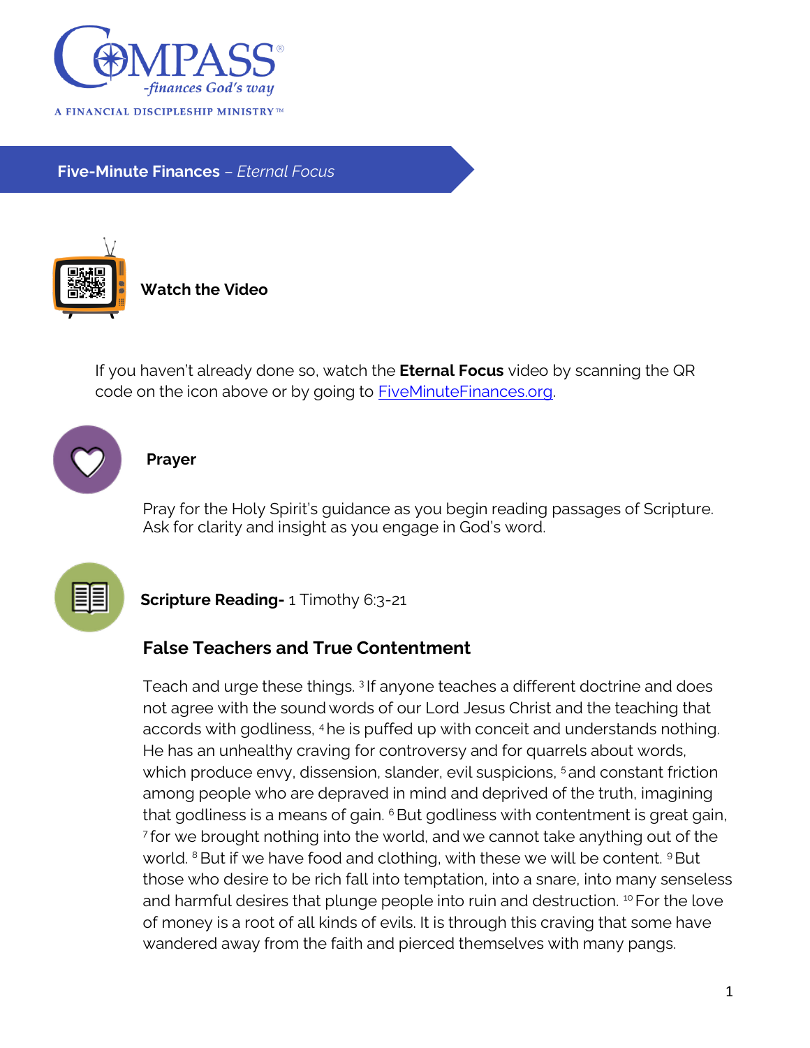COMPASS® -finances God's way

A FINANCIAL DISCIPLESHIP MINISTRY™

## **Five-Minute Finances** – *Eternal Focus*

### Watch the Video

If you haven't already done so, watch the **Eternal Focus** video by scanning the QR code on the icon above or by going to [FiveMinuteFinances.org](FiveMinuteFinances.org).

### Prayer

Pray for the Holy Spirit's guidance as you begin reading passages of Scripture. Ask for clarity and insight as you engage in God's word.

### **Scripture Reading-** 1 Timothy 6:3-21

#### False Teachers and True Contentment

Teach and urge these things. [3] If anyone teaches a different doctrine and does not agree with the sound words of our Lord Jesus Christ and the teaching that accords with godliness, [4] he is puffed up with conceit and understands nothing. He has an unhealthy craving for controversy and for quarrels about words, which produce envy, dissension, slander, evil suspicions, [5] and constant friction among people who are depraved in mind and deprived of the truth, imagining that godliness is a means of gain. [6] But godliness with contentment is great gain, [7] for we brought nothing into the world, and we cannot take anything out of the world. [8] But if we have food and clothing, with these we will be content. [9] But those who desire to be rich fall into temptation, into a snare, into many senseless and harmful desires that plunge people into ruin and destruction. [10] For the love of money is a root of all kinds of evils. It is through this craving that some have wandered away from the faith and pierced themselves with many pangs.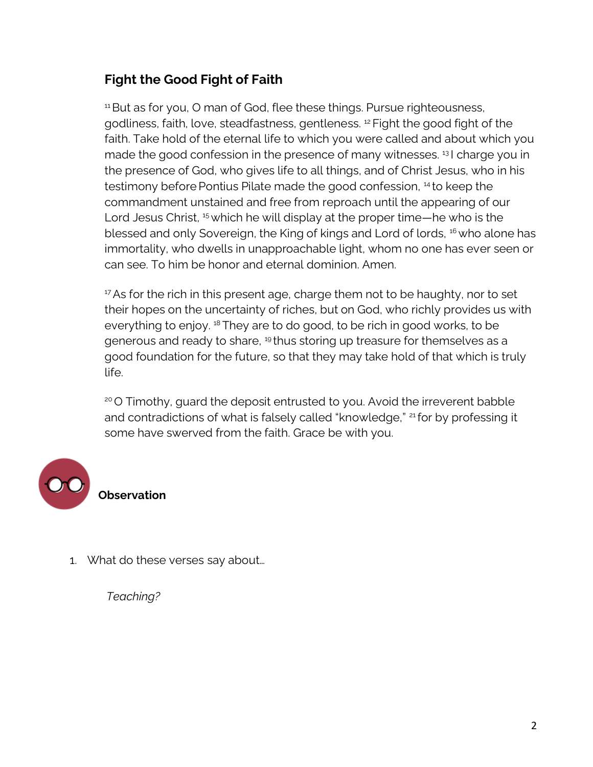## Fight the Good Fight of Faith

[11] But as for you, O man of God, flee these things. Pursue righteousness, godliness, faith, love, steadfastness, gentleness. [12] Fight the good fight of the faith. Take hold of the eternal life to which you were called and about which you made the good confession in the presence of many witnesses. [13] I charge you in the presence of God, who gives life to all things, and of Christ Jesus, who in his testimony before Pontius Pilate made the good confession, [14] to keep the commandment unstained and free from reproach until the appearing of our Lord Jesus Christ, [15] which he will display at the proper time—he who is the blessed and only Sovereign, the King of kings and Lord of lords, [16] who alone has immortality, who dwells in unapproachable light, whom no one has ever seen or can see. To him be honor and eternal dominion. Amen.

[17] As for the rich in this present age, charge them not to be haughty, nor to set their hopes on the uncertainty of riches, but on God, who richly provides us with everything to enjoy. [18] They are to do good, to be rich in good works, to be generous and ready to share, [19] thus storing up treasure for themselves as a good foundation for the future, so that they may take hold of that which is truly life.

[20] O Timothy, guard the deposit entrusted to you. Avoid the irreverent babble and contradictions of what is falsely called "knowledge," [21] for by professing it some have swerved from the faith. Grace be with you.

### Observation

1. What do these verses say about…

   *Teaching?*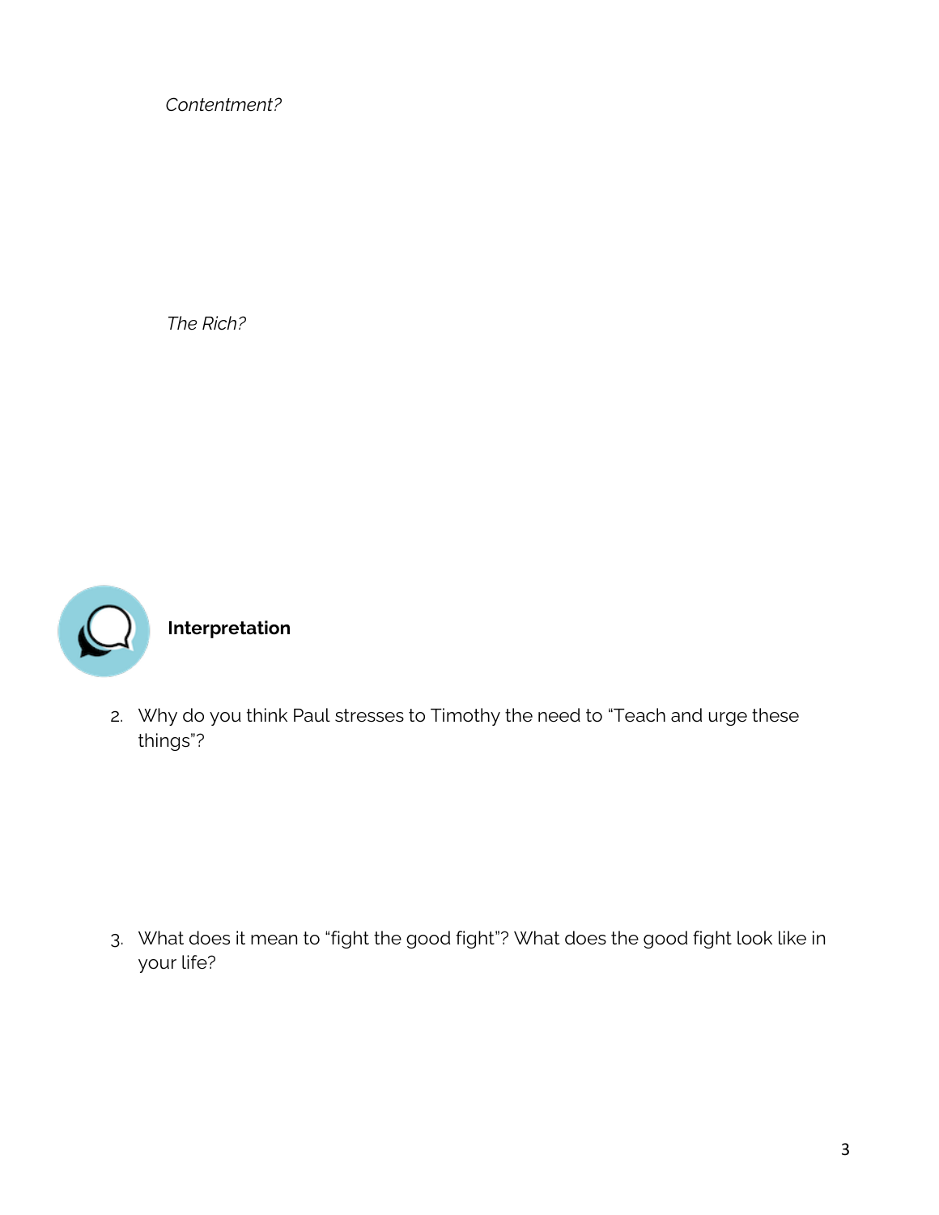*Contentment?*

*The Rich?*

**Interpretation**

2. Why do you think Paul stresses to Timothy the need to "Teach and urge these things"?

3. What does it mean to "fight the good fight"? What does the good fight look like in your life?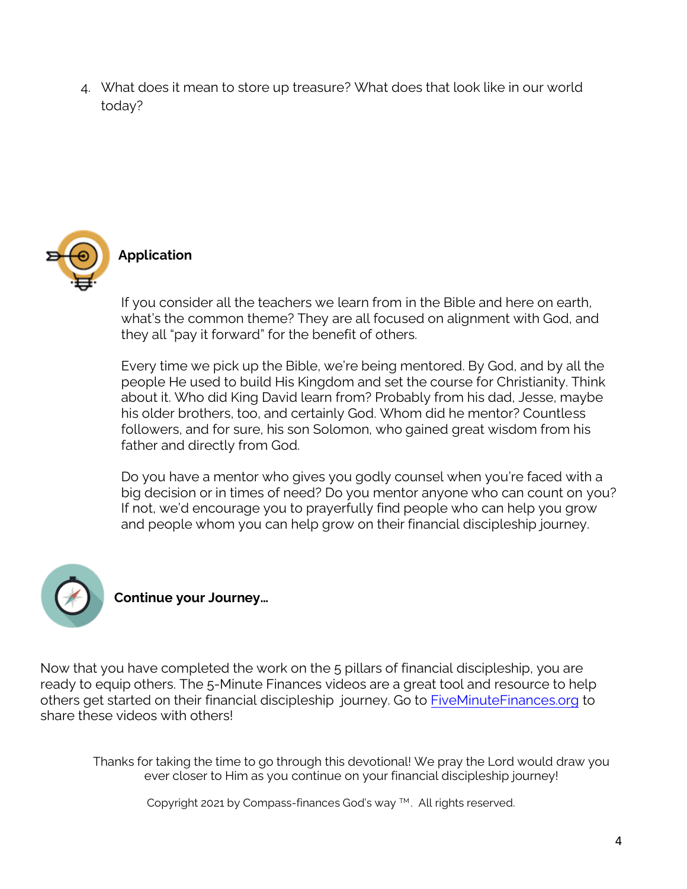4. What does it mean to store up treasure? What does that look like in our world today?

## Application

If you consider all the teachers we learn from in the Bible and here on earth, what's the common theme? They are all focused on alignment with God, and they all "pay it forward" for the benefit of others.

Every time we pick up the Bible, we're being mentored. By God, and by all the people He used to build His Kingdom and set the course for Christianity. Think about it. Who did King David learn from? Probably from his dad, Jesse, maybe his older brothers, too, and certainly God. Whom did he mentor? Countless followers, and for sure, his son Solomon, who gained great wisdom from his father and directly from God.

Do you have a mentor who gives you godly counsel when you're faced with a big decision or in times of need? Do you mentor anyone who can count on you? If not, we'd encourage you to prayerfully find people who can help you grow and people whom you can help grow on their financial discipleship journey.

## Continue your Journey…

Now that you have completed the work on the 5 pillars of financial discipleship, you are ready to equip others. The 5-Minute Finances videos are a great tool and resource to help others get started on their financial discipleship journey. Go to [FiveMinuteFinances.org](FiveMinuteFinances.org) to share these videos with others!

Thanks for taking the time to go through this devotional! We pray the Lord would draw you ever closer to Him as you continue on your financial discipleship journey!

Copyright 2021 by Compass-finances God's way ™. All rights reserved.